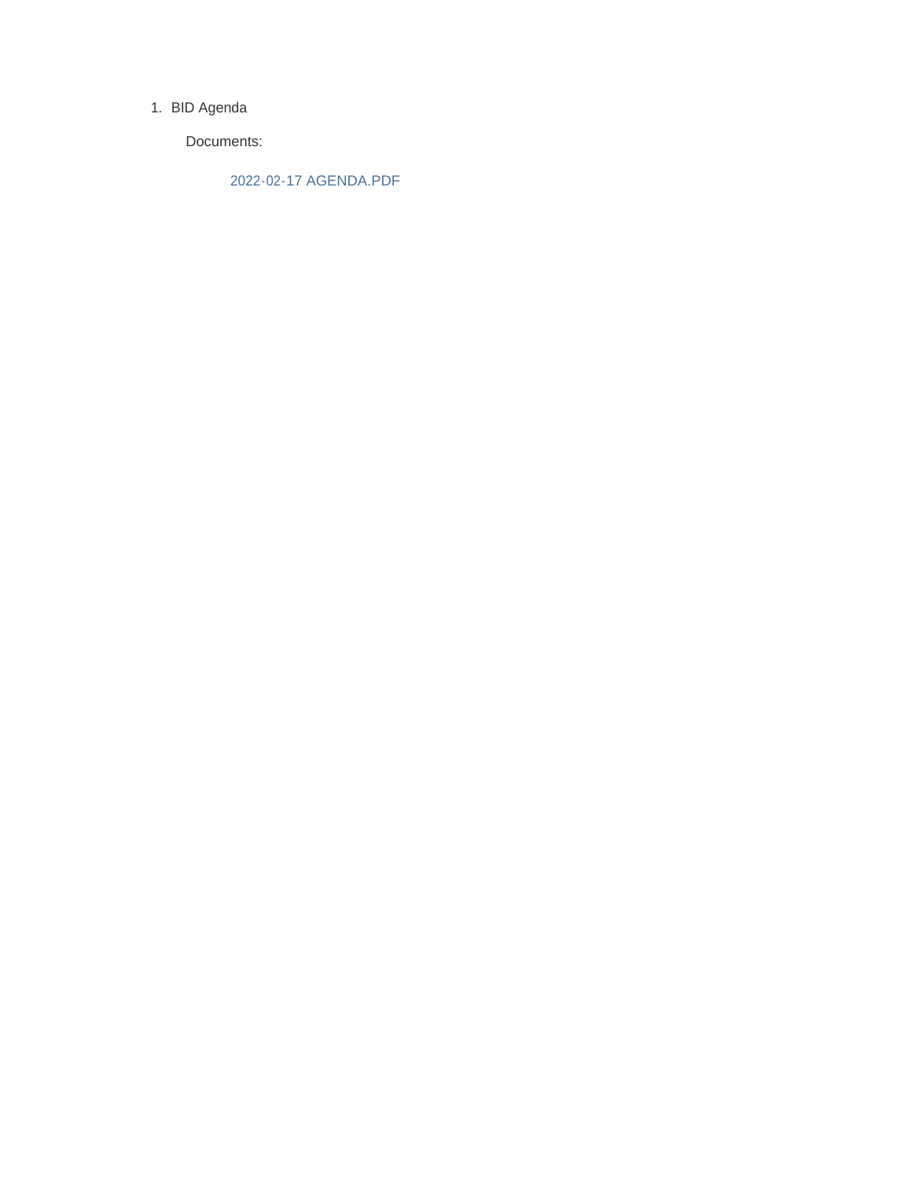1. BID Agenda

   Documents:

   2022-02-17 AGENDA.PDF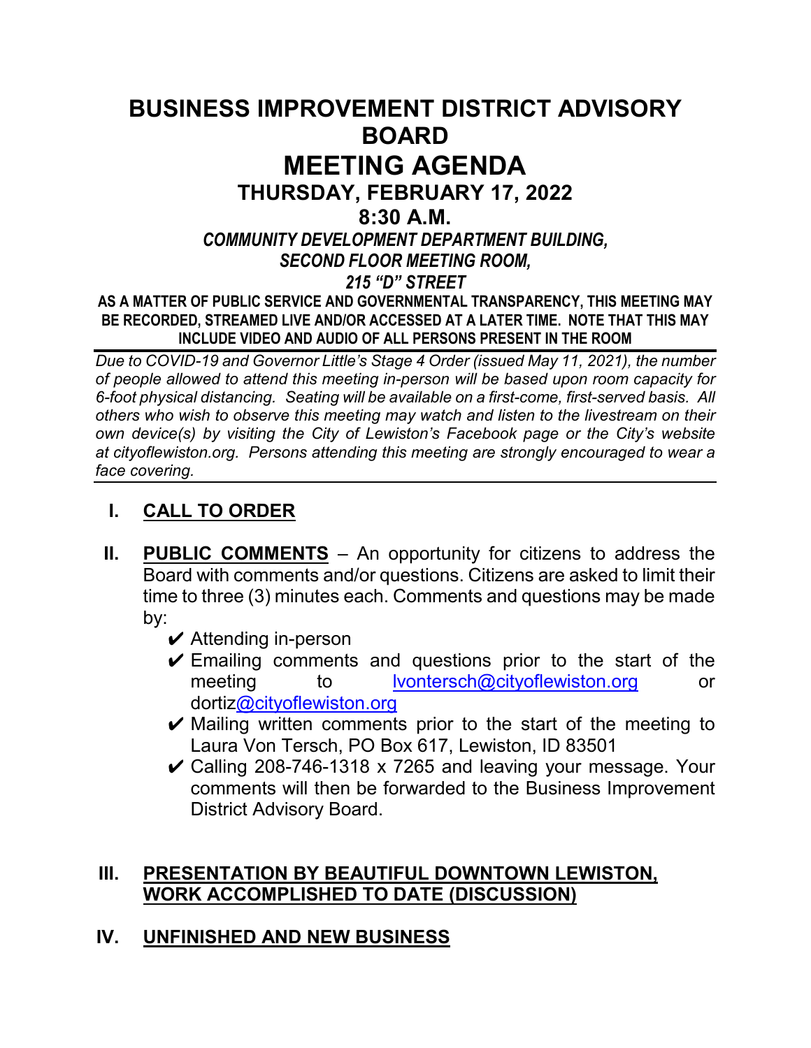# BUSINESS IMPROVEMENT DISTRICT ADVISORY BOARD

# MEETING AGENDA

## THURSDAY, FEBRUARY 17, 2022

## 8:30 A.M.

***COMMUNITY DEVELOPMENT DEPARTMENT BUILDING, SECOND FLOOR MEETING ROOM, 215 "D" STREET***

**AS A MATTER OF PUBLIC SERVICE AND GOVERNMENTAL TRANSPARENCY, THIS MEETING MAY BE RECORDED, STREAMED LIVE AND/OR ACCESSED AT A LATER TIME. NOTE THAT THIS MAY INCLUDE VIDEO AND AUDIO OF ALL PERSONS PRESENT IN THE ROOM**

---

*Due to COVID-19 and Governor Little's Stage 4 Order (issued May 11, 2021), the number of people allowed to attend this meeting in-person will be based upon room capacity for 6-foot physical distancing. Seating will be available on a first-come, first-served basis. All others who wish to observe this meeting may watch and listen to the livestream on their own device(s) by visiting the City of Lewiston's Facebook page or the City's website at cityoflewiston.org. Persons attending this meeting are strongly encouraged to wear a face covering.*

---

**I. <u>CALL TO ORDER</u>**

**II. <u>PUBLIC COMMENTS</u>** – An opportunity for citizens to address the Board with comments and/or questions. Citizens are asked to limit their time to three (3) minutes each. Comments and questions may be made by:

- ✔ Attending in-person
- ✔ Emailing comments and questions prior to the start of the meeting to lvontersch@cityoflewiston.org or dortiz@cityoflewiston.org
- ✔ Mailing written comments prior to the start of the meeting to Laura Von Tersch, PO Box 617, Lewiston, ID 83501
- ✔ Calling 208-746-1318 x 7265 and leaving your message. Your comments will then be forwarded to the Business Improvement District Advisory Board.

**III. <u>PRESENTATION BY BEAUTIFUL DOWNTOWN LEWISTON, WORK ACCOMPLISHED TO DATE (DISCUSSION)</u>**

**IV. <u>UNFINISHED AND NEW BUSINESS</u>**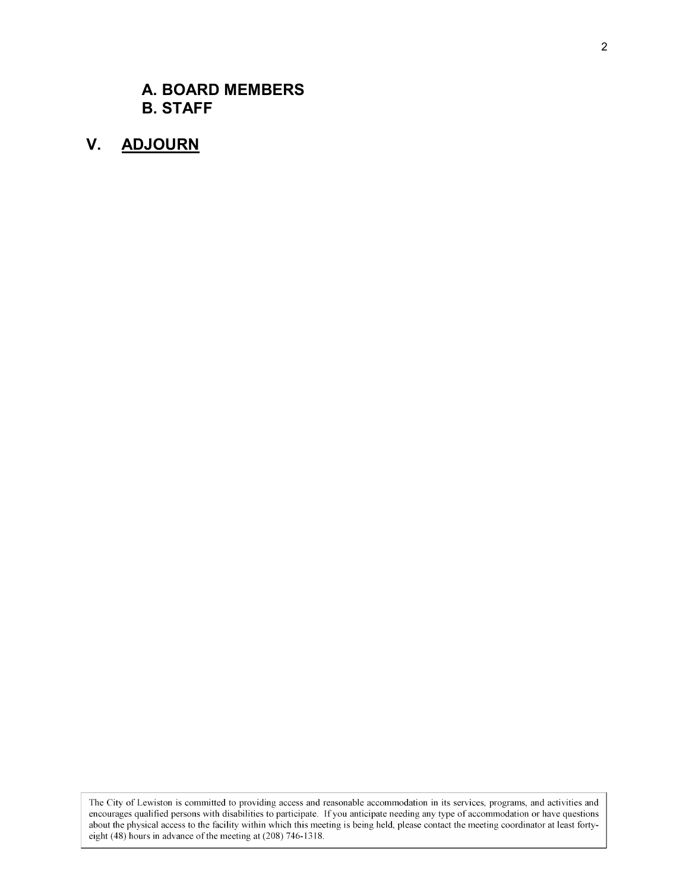**A. BOARD MEMBERS**
**B. STAFF**

## V. ADJOURN

The City of Lewiston is committed to providing access and reasonable accommodation in its services, programs, and activities and encourages qualified persons with disabilities to participate. If you anticipate needing any type of accommodation or have questions about the physical access to the facility within which this meeting is being held, please contact the meeting coordinator at least forty-eight (48) hours in advance of the meeting at (208) 746-1318.